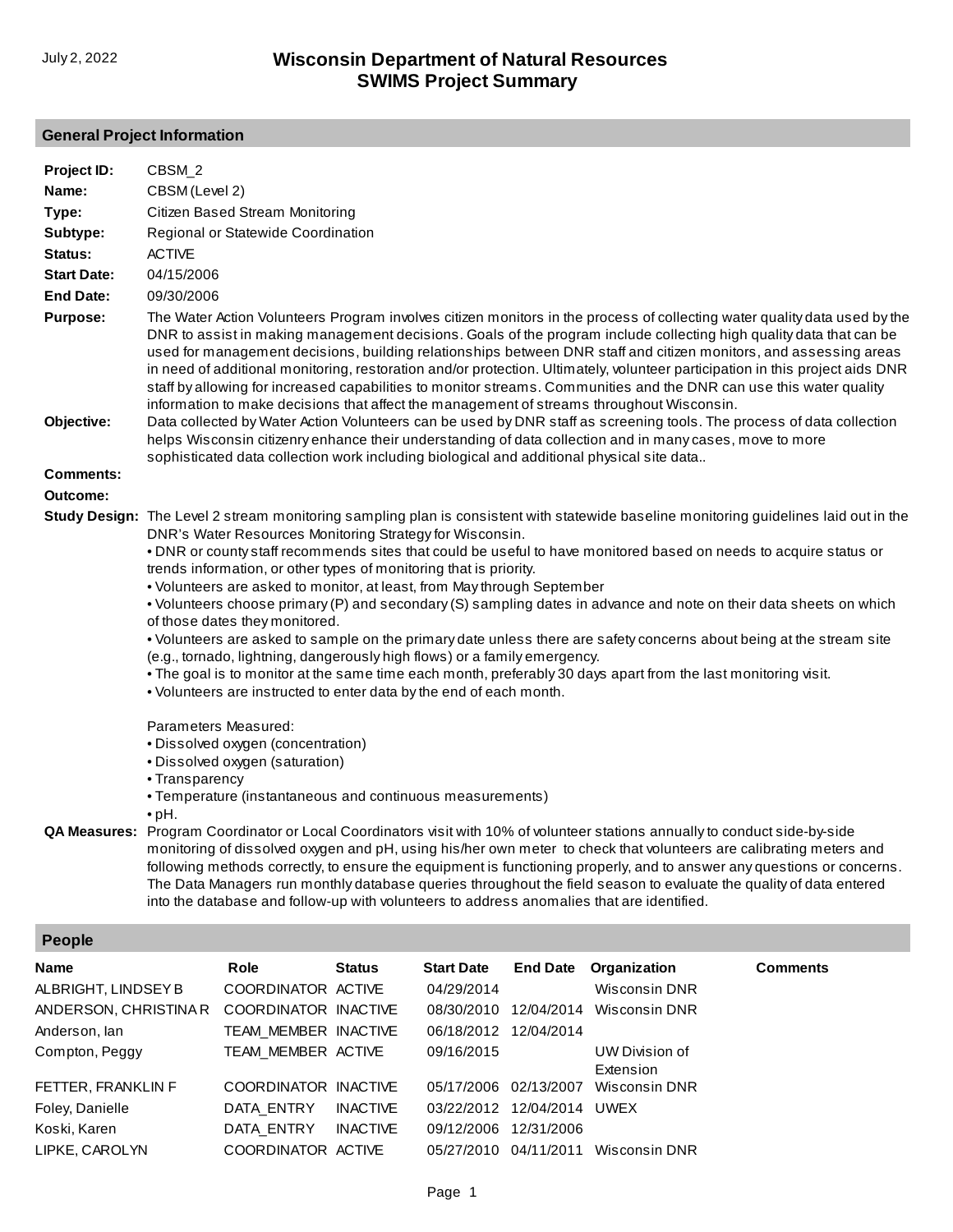July 2, 2022

# Wisconsin Department of Natural Resources
# SWIMS Project Summary

## General Project Information

**Project ID:** CBSM_2

**Name:** CBSM (Level 2)

**Type:** Citizen Based Stream Monitoring

**Subtype:** Regional or Statewide Coordination

**Status:** ACTIVE

**Start Date:** 04/15/2006

**End Date:** 09/30/2006

**Purpose:** The Water Action Volunteers Program involves citizen monitors in the process of collecting water quality data used by the DNR to assist in making management decisions. Goals of the program include collecting high quality data that can be used for management decisions, building relationships between DNR staff and citizen monitors, and assessing areas in need of additional monitoring, restoration and/or protection. Ultimately, volunteer participation in this project aids DNR staff by allowing for increased capabilities to monitor streams. Communities and the DNR can use this water quality information to make decisions that affect the management of streams throughout Wisconsin.

**Objective:** Data collected by Water Action Volunteers can be used by DNR staff as screening tools. The process of data collection helps Wisconsin citizenry enhance their understanding of data collection and in many cases, move to more sophisticated data collection work including biological and additional physical site data..

**Comments:**

**Outcome:**

**Study Design:** The Level 2 stream monitoring sampling plan is consistent with statewide baseline monitoring guidelines laid out in the DNR's Water Resources Monitoring Strategy for Wisconsin.

- DNR or county staff recommends sites that could be useful to have monitored based on needs to acquire status or trends information, or other types of monitoring that is priority.
- Volunteers are asked to monitor, at least, from May through September
- Volunteers choose primary (P) and secondary (S) sampling dates in advance and note on their data sheets on which of those dates they monitored.
- Volunteers are asked to sample on the primary date unless there are safety concerns about being at the stream site (e.g., tornado, lightning, dangerously high flows) or a family emergency.
- The goal is to monitor at the same time each month, preferably 30 days apart from the last monitoring visit.
- Volunteers are instructed to enter data by the end of each month.

Parameters Measured:

- Dissolved oxygen (concentration)
- Dissolved oxygen (saturation)
- Transparency
- Temperature (instantaneous and continuous measurements)
- pH.

**QA Measures:** Program Coordinator or Local Coordinators visit with 10% of volunteer stations annually to conduct side-by-side monitoring of dissolved oxygen and pH, using his/her own meter to check that volunteers are calibrating meters and following methods correctly, to ensure the equipment is functioning properly, and to answer any questions or concerns. The Data Managers run monthly database queries throughout the field season to evaluate the quality of data entered into the database and follow-up with volunteers to address anomalies that are identified.

## People

| Name | Role | Status | Start Date | End Date | Organization | Comments |
|---|---|---|---|---|---|---|
| ALBRIGHT, LINDSEY B | COORDINATOR | ACTIVE | 04/29/2014 | | Wisconsin DNR | |
| ANDERSON, CHRISTINA R | COORDINATOR | INACTIVE | 08/30/2010 | 12/04/2014 | Wisconsin DNR | |
| Anderson, Ian | TEAM_MEMBER | INACTIVE | 06/18/2012 | 12/04/2014 | | |
| Compton, Peggy | TEAM_MEMBER | ACTIVE | 09/16/2015 | | UW Division of Extension | |
| FETTER, FRANKLIN F | COORDINATOR | INACTIVE | 05/17/2006 | 02/13/2007 | Wisconsin DNR | |
| Foley, Danielle | DATA_ENTRY | INACTIVE | 03/22/2012 | 12/04/2014 | UWEX | |
| Koski, Karen | DATA_ENTRY | INACTIVE | 09/12/2006 | 12/31/2006 | | |
| LIPKE, CAROLYN | COORDINATOR | ACTIVE | 05/27/2010 | 04/11/2011 | Wisconsin DNR | |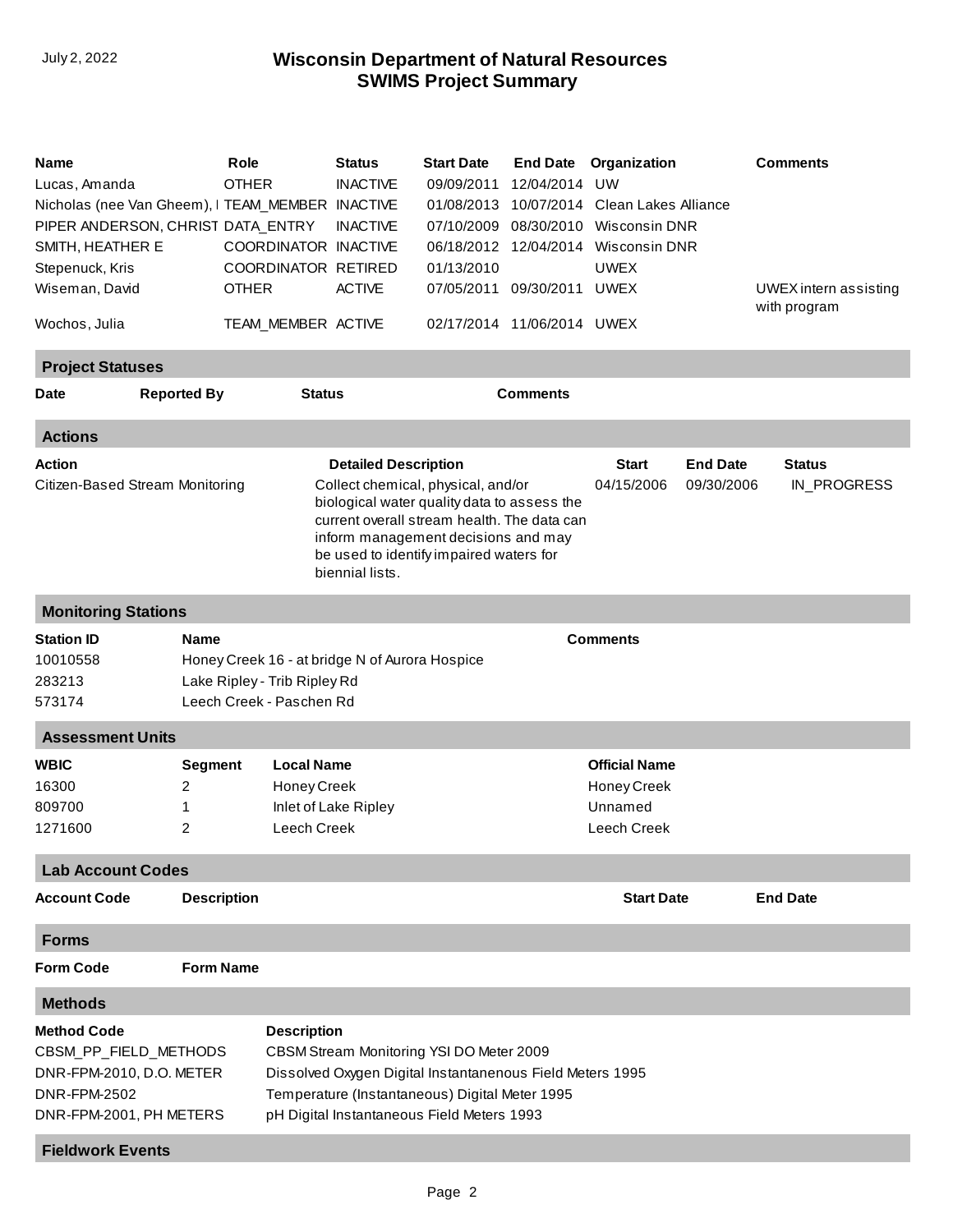| Name | Role | Status | Start Date | End Date | Organization | Comments |
|---|---|---|---|---|---|---|
| Lucas, Amanda | OTHER | INACTIVE | 09/09/2011 | 12/04/2014 | UW | |
| Nicholas (nee Van Gheem), I | TEAM_MEMBER | INACTIVE | 01/08/2013 | 10/07/2014 | Clean Lakes Alliance | |
| PIPER ANDERSON, CHRIST | DATA_ENTRY | INACTIVE | 07/10/2009 | 08/30/2010 | Wisconsin DNR | |
| SMITH, HEATHER E | COORDINATOR | INACTIVE | 06/18/2012 | 12/04/2014 | Wisconsin DNR | |
| Stepenuck, Kris | COORDINATOR | RETIRED | 01/13/2010 | | UWEX | |
| Wiseman, David | OTHER | ACTIVE | 07/05/2011 | 09/30/2011 | UWEX | UWEX intern assisting with program |
| Wochos, Julia | TEAM_MEMBER | ACTIVE | 02/17/2014 | 11/06/2014 | UWEX | |

## Project Statuses

| Date | Reported By | Status | Comments |
|---|---|---|---|

## Actions

| Action | Detailed Description | Start | End Date | Status |
|---|---|---|---|---|
| Citizen-Based Stream Monitoring | Collect chemical, physical, and/or biological water quality data to assess the current overall stream health. The data can inform management decisions and may be used to identify impaired waters for biennial lists. | 04/15/2006 | 09/30/2006 | IN_PROGRESS |

## Monitoring Stations

| Station ID | Name | Comments |
|---|---|---|
| 10010558 | Honey Creek 16 - at bridge N of Aurora Hospice | |
| 283213 | Lake Ripley - Trib Ripley Rd | |
| 573174 | Leech Creek - Paschen Rd | |

## Assessment Units

| WBIC | Segment | Local Name | Official Name |
|---|---|---|---|
| 16300 | 2 | Honey Creek | Honey Creek |
| 809700 | 1 | Inlet of Lake Ripley | Unnamed |
| 1271600 | 2 | Leech Creek | Leech Creek |

## Lab Account Codes

| Account Code | Description | Start Date | End Date |
|---|---|---|---|

## Forms

| Form Code | Form Name |
|---|---|

## Methods

| Method Code | Description |
|---|---|
| CBSM_PP_FIELD_METHODS | CBSM Stream Monitoring YSI DO Meter 2009 |
| DNR-FPM-2010, D.O. METER | Dissolved Oxygen Digital Instantanenous Field Meters 1995 |
| DNR-FPM-2502 | Temperature (Instantaneous) Digital Meter 1995 |
| DNR-FPM-2001, PH METERS | pH Digital Instantaneous Field Meters 1993 |

## Fieldwork Events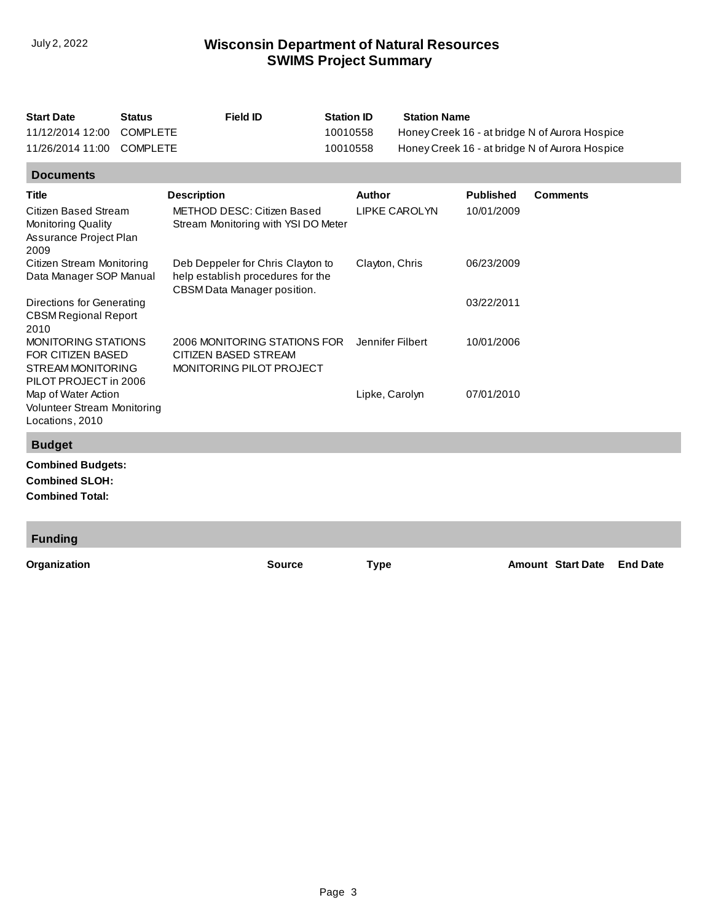| Start Date | Status | Field ID | Station ID | Station Name |
|---|---|---|---|---|
| 11/12/2014 12:00 | COMPLETE | | 10010558 | Honey Creek 16 - at bridge N of Aurora Hospice |
| 11/26/2014 11:00 | COMPLETE | | 10010558 | Honey Creek 16 - at bridge N of Aurora Hospice |

## Documents

| Title | Description | Author | Published | Comments |
|---|---|---|---|---|
| Citizen Based Stream Monitoring Quality Assurance Project Plan 2009 | METHOD DESC: Citizen Based Stream Monitoring with YSI DO Meter | LIPKE CAROLYN | 10/01/2009 | |
| Citizen Stream Monitoring Data Manager SOP Manual | Deb Deppeler for Chris Clayton to help establish procedures for the CBSM Data Manager position. | Clayton, Chris | 06/23/2009 | |
| Directions for Generating CBSM Regional Report 2010 | | | 03/22/2011 | |
| MONITORING STATIONS FOR CITIZEN BASED STREAM MONITORING PILOT PROJECT in 2006 | 2006 MONITORING STATIONS FOR CITIZEN BASED STREAM MONITORING PILOT PROJECT | Jennifer Filbert | 10/01/2006 | |
| Map of Water Action Volunteer Stream Monitoring Locations, 2010 | | Lipke, Carolyn | 07/01/2010 | |

## Budget

**Combined Budgets:**

**Combined SLOH:**

**Combined Total:**

## Funding

| Organization | Source | Type | Amount | Start Date | End Date |
|---|---|---|---|---|---|